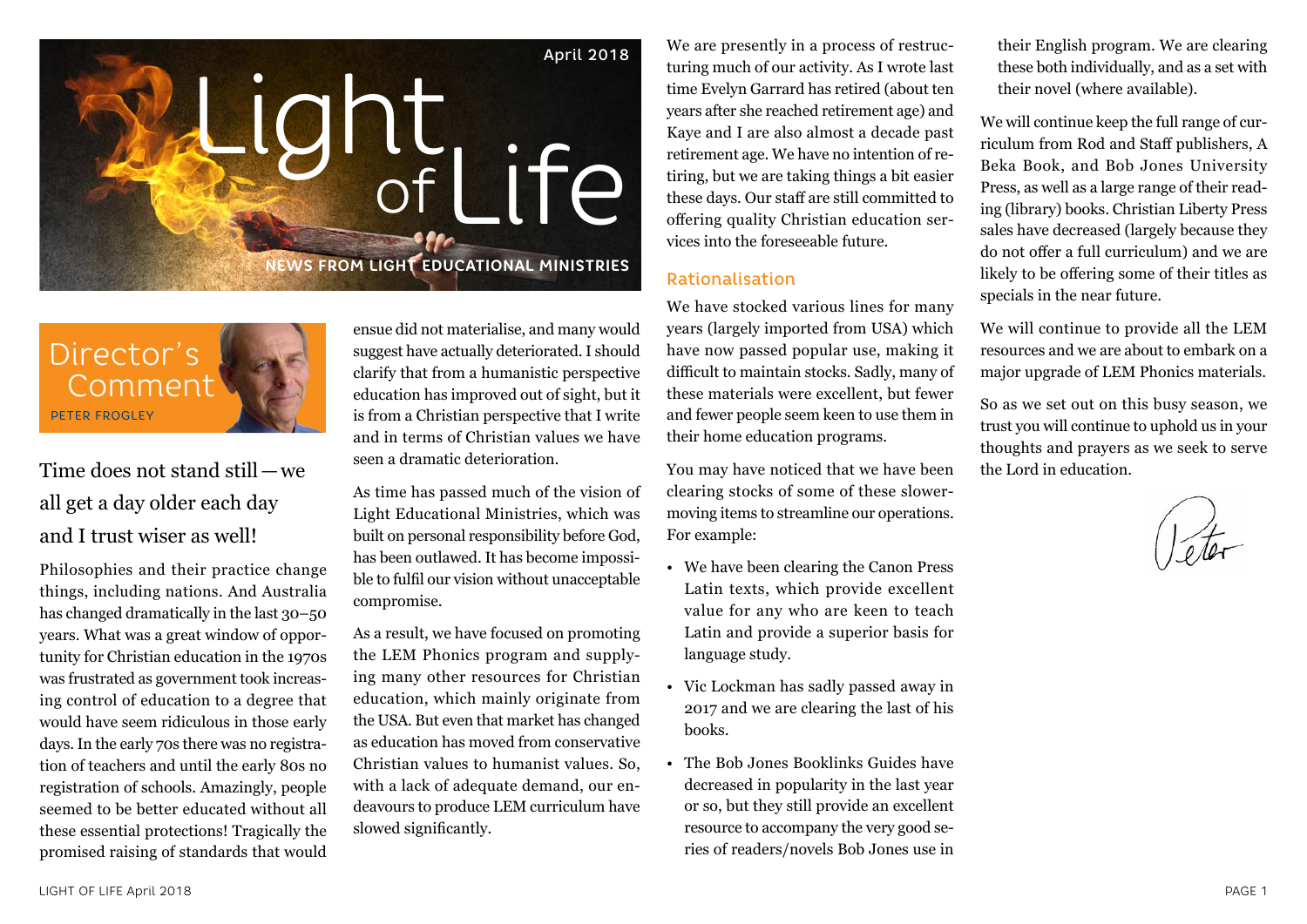# Light of Life

April 2018

NEWS FROM LIGHT EDUCATIONAL MINISTRIES

## Director's Comment

PETER FROGLEY

### Time does not stand still — we all get a day older each day and I trust wiser as well!

Philosophies and their practice change things, including nations. And Australia has changed dramatically in the last 30–50 years. What was a great window of opportunity for Christian education in the 1970s was frustrated as government took increasing control of education to a degree that would have seem ridiculous in those early days. In the early 70s there was no registration of teachers and until the early 80s no registration of schools. Amazingly, people seemed to be better educated without all these essential protections! Tragically the promised raising of standards that would ensue did not materialise, and many would suggest have actually deteriorated. I should clarify that from a humanistic perspective education has improved out of sight, but it is from a Christian perspective that I write and in terms of Christian values we have seen a dramatic deterioration.

As time has passed much of the vision of Light Educational Ministries, which was built on personal responsibility before God, has been outlawed. It has become impossible to fulfil our vision without unacceptable compromise.

As a result, we have focused on promoting the LEM Phonics program and supplying many other resources for Christian education, which mainly originate from the USA. But even that market has changed as education has moved from conservative Christian values to humanist values. So, with a lack of adequate demand, our endeavours to produce LEM curriculum have slowed significantly.

We are presently in a process of restructuring much of our activity. As I wrote last time Evelyn Garrard has retired (about ten years after she reached retirement age) and Kaye and I are also almost a decade past retirement age. We have no intention of retiring, but we are taking things a bit easier these days. Our staff are still committed to offering quality Christian education services into the foreseeable future.

### Rationalisation

We have stocked various lines for many years (largely imported from USA) which have now passed popular use, making it difficult to maintain stocks. Sadly, many of these materials were excellent, but fewer and fewer people seem keen to use them in their home education programs.

You may have noticed that we have been clearing stocks of some of these slower-moving items to streamline our operations. For example:

- We have been clearing the Canon Press Latin texts, which provide excellent value for any who are keen to teach Latin and provide a superior basis for language study.
- Vic Lockman has sadly passed away in 2017 and we are clearing the last of his books.
- The Bob Jones Booklinks Guides have decreased in popularity in the last year or so, but they still provide an excellent resource to accompany the very good series of readers/novels Bob Jones use in their English program. We are clearing these both individually, and as a set with their novel (where available).

We will continue keep the full range of curriculum from Rod and Staff publishers, A Beka Book, and Bob Jones University Press, as well as a large range of their reading (library) books. Christian Liberty Press sales have decreased (largely because they do not offer a full curriculum) and we are likely to be offering some of their titles as specials in the near future.

We will continue to provide all the LEM resources and we are about to embark on a major upgrade of LEM Phonics materials.

So as we set out on this busy season, we trust you will continue to uphold us in your thoughts and prayers as we seek to serve the Lord in education.

Peter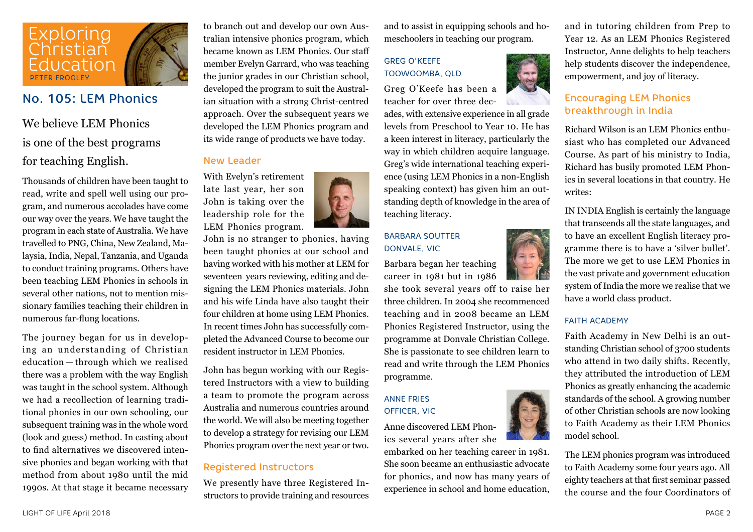# Exploring Christian Education

PETER FROGLEY

## No. 105: LEM Phonics

We believe LEM Phonics is one of the best programs for teaching English.

Thousands of children have been taught to read, write and spell well using our program, and numerous accolades have come our way over the years. We have taught the program in each state of Australia. We have travelled to PNG, China, New Zealand, Malaysia, India, Nepal, Tanzania, and Uganda to conduct training programs. Others have been teaching LEM Phonics in schools in several other nations, not to mention missionary families teaching their children in numerous far-flung locations.

The journey began for us in developing an understanding of Christian education — through which we realised there was a problem with the way English was taught in the school system. Although we had a recollection of learning traditional phonics in our own schooling, our subsequent training was in the whole word (look and guess) method. In casting about to find alternatives we discovered intensive phonics and began working with that method from about 1980 until the mid 1990s. At that stage it became necessary to branch out and develop our own Australian intensive phonics program, which became known as LEM Phonics. Our staff member Evelyn Garrard, who was teaching the junior grades in our Christian school, developed the program to suit the Australian situation with a strong Christ-centred approach. Over the subsequent years we developed the LEM Phonics program and its wide range of products we have today.

### New Leader

With Evelyn's retirement late last year, her son John is taking over the leadership role for the LEM Phonics program. John is no stranger to phonics, having been taught phonics at our school and having worked with his mother at LEM for seventeen years reviewing, editing and designing the LEM Phonics materials. John and his wife Linda have also taught their four children at home using LEM Phonics. In recent times John has successfully completed the Advanced Course to become our resident instructor in LEM Phonics.

John has begun working with our Registered Instructors with a view to building a team to promote the program across Australia and numerous countries around the world. We will also be meeting together to develop a strategy for revising our LEM Phonics program over the next year or two.

### Registered Instructors

We presently have three Registered Instructors to provide training and resources and to assist in equipping schools and homeschoolers in teaching our program.

#### GREG O'KEEFE
#### TOOWOOMBA, QLD

Greg O'Keefe has been a teacher for over three decades, with extensive experience in all grade levels from Preschool to Year 10. He has a keen interest in literacy, particularly the way in which children acquire language. Greg's wide international teaching experience (using LEM Phonics in a non-English speaking context) has given him an outstanding depth of knowledge in the area of teaching literacy.

#### BARBARA SOUTTER
#### DONVALE, VIC

Barbara began her teaching career in 1981 but in 1986 she took several years off to raise her three children. In 2004 she recommenced teaching and in 2008 became an LEM Phonics Registered Instructor, using the programme at Donvale Christian College. She is passionate to see children learn to read and write through the LEM Phonics programme.

#### ANNE FRIES
#### OFFICER, VIC

Anne discovered LEM Phonics several years after she embarked on her teaching career in 1981. She soon became an enthusiastic advocate for phonics, and now has many years of experience in school and home education, and in tutoring children from Prep to Year 12. As an LEM Phonics Registered Instructor, Anne delights to help teachers help students discover the independence, empowerment, and joy of literacy.

### Encouraging LEM Phonics breakthrough in India

Richard Wilson is an LEM Phonics enthusiast who has completed our Advanced Course. As part of his ministry to India, Richard has busily promoted LEM Phonics in several locations in that country. He writes:

IN INDIA English is certainly the language that transcends all the state languages, and to have an excellent English literacy programme there is to have a 'silver bullet'. The more we get to use LEM Phonics in the vast private and government education system of India the more we realise that we have a world class product.

#### FAITH ACADEMY

Faith Academy in New Delhi is an outstanding Christian school of 3700 students who attend in two daily shifts. Recently, they attributed the introduction of LEM Phonics as greatly enhancing the academic standards of the school. A growing number of other Christian schools are now looking to Faith Academy as their LEM Phonics model school.

The LEM phonics program was introduced to Faith Academy some four years ago. All eighty teachers at that first seminar passed the course and the four Coordinators of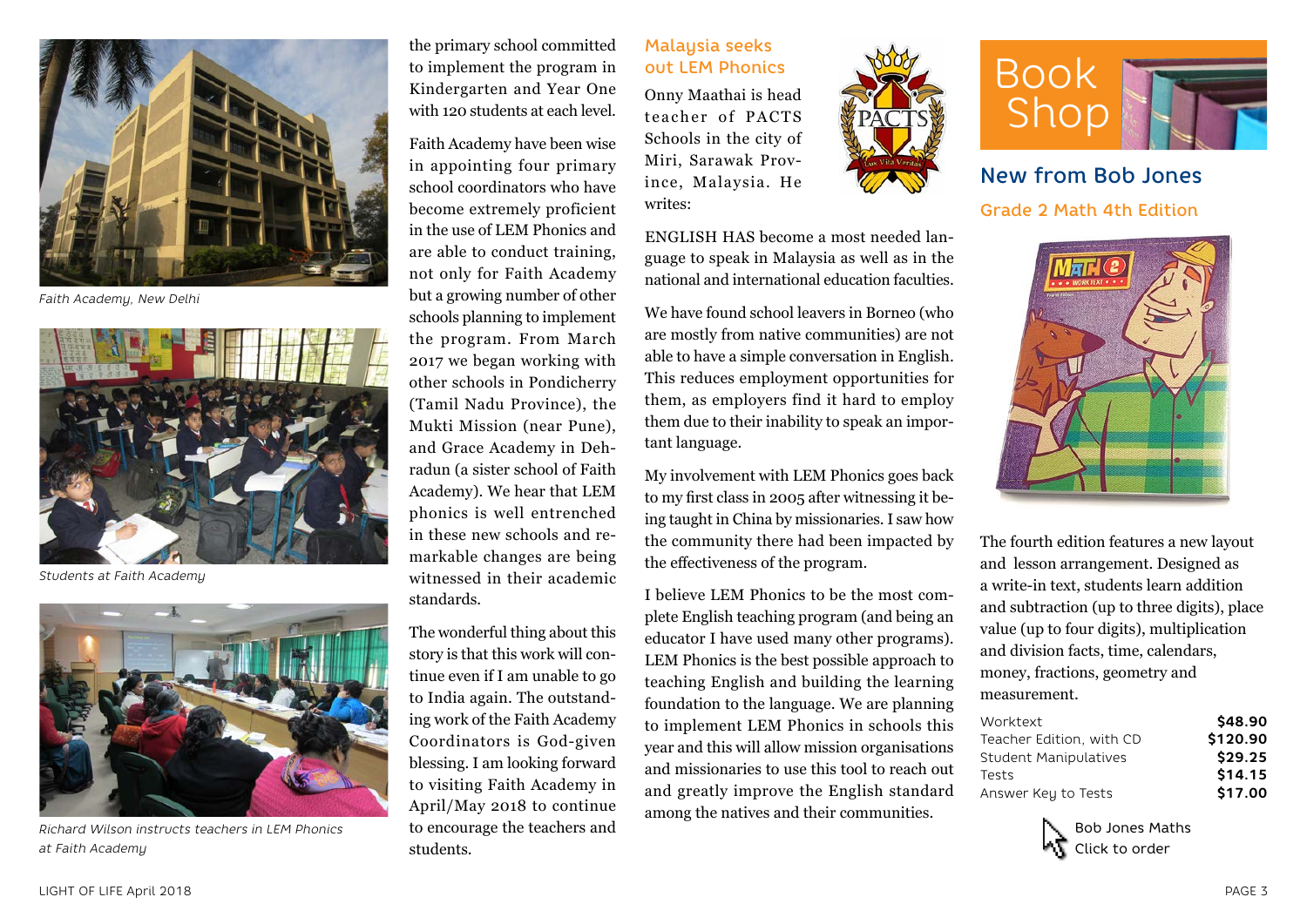Faith Academy, New Delhi

Students at Faith Academy

Richard Wilson instructs teachers in LEM Phonics at Faith Academy

the primary school committed to implement the program in Kindergarten and Year One with 120 students at each level.

Faith Academy have been wise in appointing four primary school coordinators who have become extremely proficient in the use of LEM Phonics and are able to conduct training, not only for Faith Academy but a growing number of other schools planning to implement the program. From March 2017 we began working with other schools in Pondicherry (Tamil Nadu Province), the Mukti Mission (near Pune), and Grace Academy in Dehradun (a sister school of Faith Academy). We hear that LEM phonics is well entrenched in these new schools and remarkable changes are being witnessed in their academic standards.

The wonderful thing about this story is that this work will continue even if I am unable to go to India again. The outstanding work of the Faith Academy Coordinators is God-given blessing. I am looking forward to visiting Faith Academy in April/May 2018 to continue to encourage the teachers and students.

## Malaysia seeks out LEM Phonics

Onny Maathai is head teacher of PACTS Schools in the city of Miri, Sarawak Province, Malaysia. He writes:

ENGLISH HAS become a most needed language to speak in Malaysia as well as in the national and international education faculties.

We have found school leavers in Borneo (who are mostly from native communities) are not able to have a simple conversation in English. This reduces employment opportunities for them, as employers find it hard to employ them due to their inability to speak an important language.

My involvement with LEM Phonics goes back to my first class in 2005 after witnessing it being taught in China by missionaries. I saw how the community there had been impacted by the effectiveness of the program.

I believe LEM Phonics to be the most complete English teaching program (and being an educator I have used many other programs). LEM Phonics is the best possible approach to teaching English and building the learning foundation to the language. We are planning to implement LEM Phonics in schools this year and this will allow mission organisations and missionaries to use this tool to reach out and greatly improve the English standard among the natives and their communities.

# Book Shop

## New from Bob Jones

### Grade 2 Math 4th Edition

The fourth edition features a new layout and lesson arrangement. Designed as a write-in text, students learn addition and subtraction (up to three digits), place value (up to four digits), multiplication and division facts, time, calendars, money, fractions, geometry and measurement.

| | |
|---|---|
| Worktext | **$48.90** |
| Teacher Edition, with CD | **$120.90** |
| Student Manipulatives | **$29.25** |
| Tests | **$14.15** |
| Answer Key to Tests | **$17.00** |

Bob Jones Maths
Click to order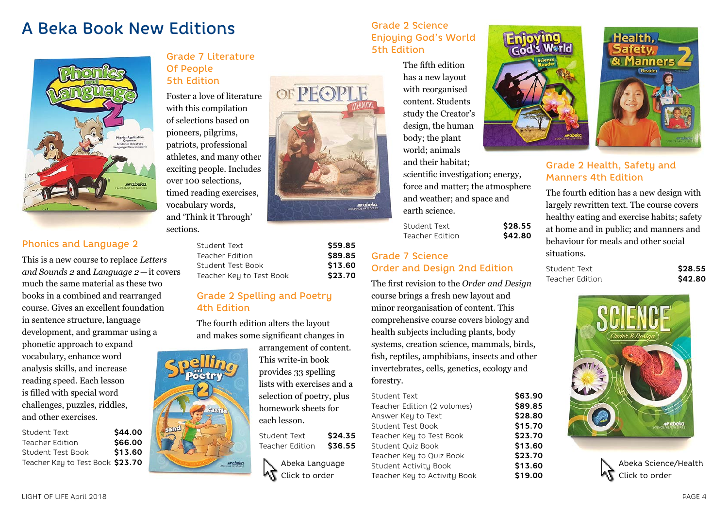# A Beka Book New Editions

## Phonics and Language 2

This is a new course to replace *Letters and Sounds 2* and *Language 2*—it covers much the same material as these two books in a combined and rearranged course. Gives an excellent foundation in sentence structure, language development, and grammar using a phonetic approach to expand vocabulary, enhance word analysis skills, and increase reading speed. Each lesson is filled with special word challenges, puzzles, riddles, and other exercises.

| | |
|---|---|
| Student Text | **$44.00** |
| Teacher Edition | **$66.00** |
| Student Test Book | **$13.60** |
| Teacher Key to Test Book | **$23.70** |

## Grade 7 Literature Of People 5th Edition

Foster a love of literature with this compilation of selections based on pioneers, pilgrims, patriots, professional athletes, and many other exciting people. Includes over 100 selections, timed reading exercises, vocabulary words, and 'Think it Through' sections.

| | |
|---|---|
| Student Text | **$59.85** |
| Teacher Edition | **$89.85** |
| Student Test Book | **$13.60** |
| Teacher Key to Test Book | **$23.70** |

## Grade 2 Spelling and Poetry 4th Edition

The fourth edition alters the layout and makes some significant changes in arrangement of content. This write-in book provides 33 spelling lists with exercises and a selection of poetry, plus homework sheets for each lesson.

| | |
|---|---|
| Student Text | **$24.35** |
| Teacher Edition | **$36.55** |

Abeka Language
Click to order

## Grade 2 Science Enjoying God's World 5th Edition

The fifth edition has a new layout with reorganised content. Students study the Creator's design, the human body; the plant world; animals and their habitat; scientific investigation; energy, force and matter; the atmosphere and weather; and space and earth science.

| | |
|---|---|
| Student Text | **$28.55** |
| Teacher Edition | **$42.80** |

## Grade 7 Science Order and Design 2nd Edition

The first revision to the *Order and Design* course brings a fresh new layout and minor reorganisation of content. This comprehensive course covers biology and health subjects including plants, body systems, creation science, mammals, birds, fish, reptiles, amphibians, insects and other invertebrates, cells, genetics, ecology and forestry.

| | |
|---|---|
| Student Text | **$63.90** |
| Teacher Edition (2 volumes) | **$89.85** |
| Answer Key to Text | **$28.80** |
| Student Test Book | **$15.70** |
| Teacher Key to Test Book | **$23.70** |
| Student Quiz Book | **$13.60** |
| Teacher Key to Quiz Book | **$23.70** |
| Student Activity Book | **$13.60** |
| Teacher Key to Activity Book | **$19.00** |

## Grade 2 Health, Safety and Manners 4th Edition

The fourth edition has a new design with largely rewritten text. The course covers healthy eating and exercise habits; safety at home and in public; and manners and behaviour for meals and other social situations.

| | |
|---|---|
| Student Text | **$28.55** |
| Teacher Edition | **$42.80** |

Abeka Science/Health
Click to order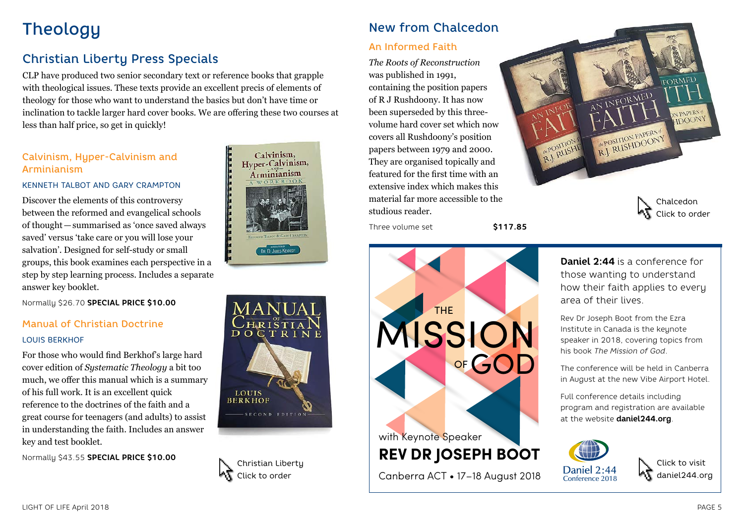# Theology

## Christian Liberty Press Specials

CLP have produced two senior secondary text or reference books that grapple with theological issues. These texts provide an excellent precis of elements of theology for those who want to understand the basics but don't have time or inclination to tackle larger hard cover books. We are offering these two courses at less than half price, so get in quickly!

### Calvinism, Hyper-Calvinism and Arminianism

KENNETH TALBOT AND GARY CRAMPTON

Discover the elements of this controversy between the reformed and evangelical schools of thought — summarised as 'once saved always saved' versus 'take care or you will lose your salvation'. Designed for self-study or small groups, this book examines each perspective in a step by step learning process. Includes a separate answer key booklet.

Normally $26.70 **SPECIAL PRICE $10.00**

### Manual of Christian Doctrine

LOUIS BERKHOF

For those who would find Berkhof's large hard cover edition of *Systematic Theology* a bit too much, we offer this manual which is a summary of his full work. It is an excellent quick reference to the doctrines of the faith and a great course for teenagers (and adults) to assist in understanding the faith. Includes an answer key and test booklet.

Normally $43.55 **SPECIAL PRICE $10.00**

Christian Liberty
Click to order

## New from Chalcedon

### An Informed Faith

*The Roots of Reconstruction* was published in 1991, containing the position papers of R J Rushdoony. It has now been superseded by this three-volume hard cover set which now covers all Rushdoony's position papers between 1979 and 2000. They are organised topically and featured for the first time with an extensive index which makes this material far more accessible to the studious reader.

Three volume set **$117.85**

Chalcedon
Click to order

THE MISSION OF GOD

with Keynote Speaker

**REV DR JOSEPH BOOT**

Canberra ACT • 17–18 August 2018

**Daniel 2:44** is a conference for those wanting to understand how their faith applies to every area of their lives.

Rev Dr Joseph Boot from the Ezra Institute in Canada is the keynote speaker in 2018, covering topics from his book *The Mission of God*.

The conference will be held in Canberra in August at the new Vibe Airport Hotel.

Full conference details including program and registration are available at the website **daniel244.org**.

Daniel 2:44
Conference 2018

Click to visit
daniel244.org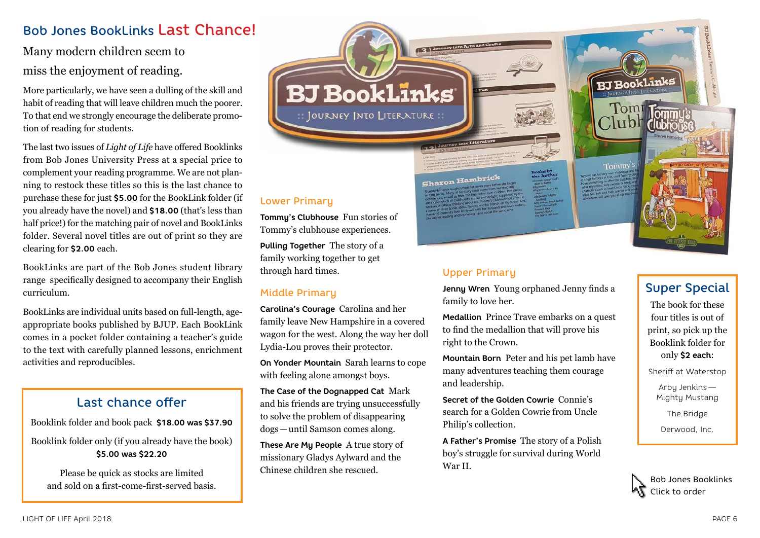# Bob Jones BookLinks Last Chance!

## Many modern children seem to miss the enjoyment of reading.

More particularly, we have seen a dulling of the skill and habit of reading that will leave children much the poorer. To that end we strongly encourage the deliberate promotion of reading for students.

The last two issues of *Light of Life* have offered Booklinks from Bob Jones University Press at a special price to complement your reading programme. We are not planning to restock these titles so this is the last chance to purchase these for just **$5.00** for the BookLink folder (if you already have the novel) and **$18.00** (that's less than half price!) for the matching pair of novel and BookLinks folder. Several novel titles are out of print so they are clearing for **$2.00** each.

BookLinks are part of the Bob Jones student library range specifically designed to accompany their English curriculum.

BookLinks are individual units based on full-length, age-appropriate books published by BJUP. Each BookLink comes in a pocket folder containing a teacher's guide to the text with carefully planned lessons, enrichment activities and reproducibles.

### Last chance offer

Booklink folder and book pack **$18.00 was $37.90**

Booklink folder only (if you already have the book) **$5.00 was $22.20**

Please be quick as stocks are limited and sold on a first-come-first-served basis.

### Lower Primary

**Tommy's Clubhouse** Fun stories of Tommy's clubhouse experiences.

**Pulling Together** The story of a family working together to get through hard times.

### Middle Primary

**Carolina's Courage** Carolina and her family leave New Hampshire in a covered wagon for the west. Along the way her doll Lydia-Lou proves their protector.

**On Yonder Mountain** Sarah learns to cope with feeling alone amongst boys.

**The Case of the Dognapped Cat** Mark and his friends are trying unsuccessfully to solve the problem of disappearing dogs — until Samson comes along.

**These Are My People** A true story of missionary Gladys Aylward and the Chinese children she rescued.

### Upper Primary

**Jenny Wren** Young orphaned Jenny finds a family to love her.

**Medallion** Prince Trave embarks on a quest to find the medallion that will prove his right to the Crown.

**Mountain Born** Peter and his pet lamb have many adventures teaching them courage and leadership.

**Secret of the Golden Cowrie** Connie's search for a Golden Cowrie from Uncle Philip's collection.

**A Father's Promise** The story of a Polish boy's struggle for survival during World War II.

### Super Special

The book for these four titles is out of print, so pick up the Booklink folder for only **$2 each:**

Sheriff at Waterstop

Arby Jenkins — Mighty Mustang

The Bridge

Derwood, Inc.

Bob Jones Booklinks
Click to order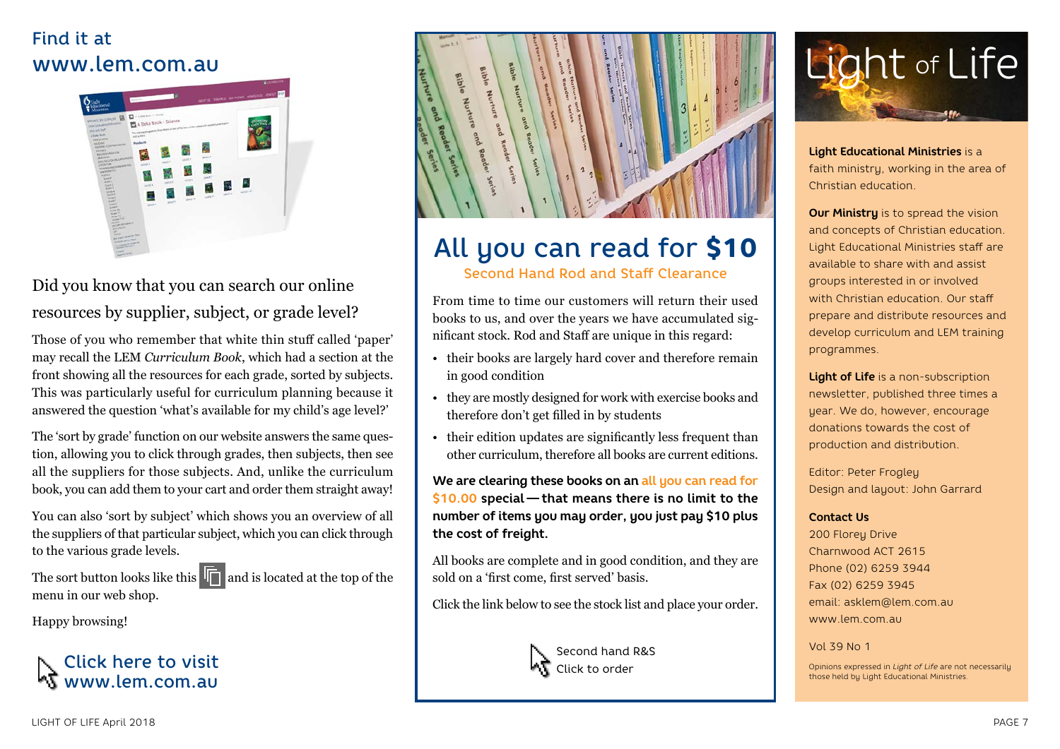## Find it at www.lem.com.au

Did you know that you can search our online resources by supplier, subject, or grade level?

Those of you who remember that white thin stuff called 'paper' may recall the LEM *Curriculum Book*, which had a section at the front showing all the resources for each grade, sorted by subjects. This was particularly useful for curriculum planning because it answered the question 'what's available for my child's age level?'

The 'sort by grade' function on our website answers the same question, allowing you to click through grades, then subjects, then see all the suppliers for those subjects. And, unlike the curriculum book, you can add them to your cart and order them straight away!

You can also 'sort by subject' which shows you an overview of all the suppliers of that particular subject, which you can click through to the various grade levels.

The sort button looks like this and is located at the top of the menu in our web shop.

Happy browsing!

Click here to visit www.lem.com.au

## All you can read for **$10**

### Second Hand Rod and Staff Clearance

From time to time our customers will return their used books to us, and over the years we have accumulated significant stock. Rod and Staff are unique in this regard:

- their books are largely hard cover and therefore remain in good condition
- they are mostly designed for work with exercise books and therefore don't get filled in by students
- their edition updates are significantly less frequent than other curriculum, therefore all books are current editions.

**We are clearing these books on an all you can read for $10.00 special — that means there is no limit to the number of items you may order, you just pay $10 plus the cost of freight.**

All books are complete and in good condition, and they are sold on a 'first come, first served' basis.

Click the link below to see the stock list and place your order.

Second hand R&S
Click to order

## Light of Life

**Light Educational Ministries** is a faith ministry, working in the area of Christian education.

**Our Ministry** is to spread the vision and concepts of Christian education. Light Educational Ministries staff are available to share with and assist groups interested in or involved with Christian education. Our staff prepare and distribute resources and develop curriculum and LEM training programmes.

**Light of Life** is a non-subscription newsletter, published three times a year. We do, however, encourage donations towards the cost of production and distribution.

Editor: Peter Frogley
Design and layout: John Garrard

**Contact Us**
200 Florey Drive
Charnwood ACT 2615
Phone (02) 6259 3944
Fax (02) 6259 3945
email: asklem@lem.com.au
www.lem.com.au

Vol 39 No 1

Opinions expressed in *Light of Life* are not necessarily those held by Light Educational Ministries.